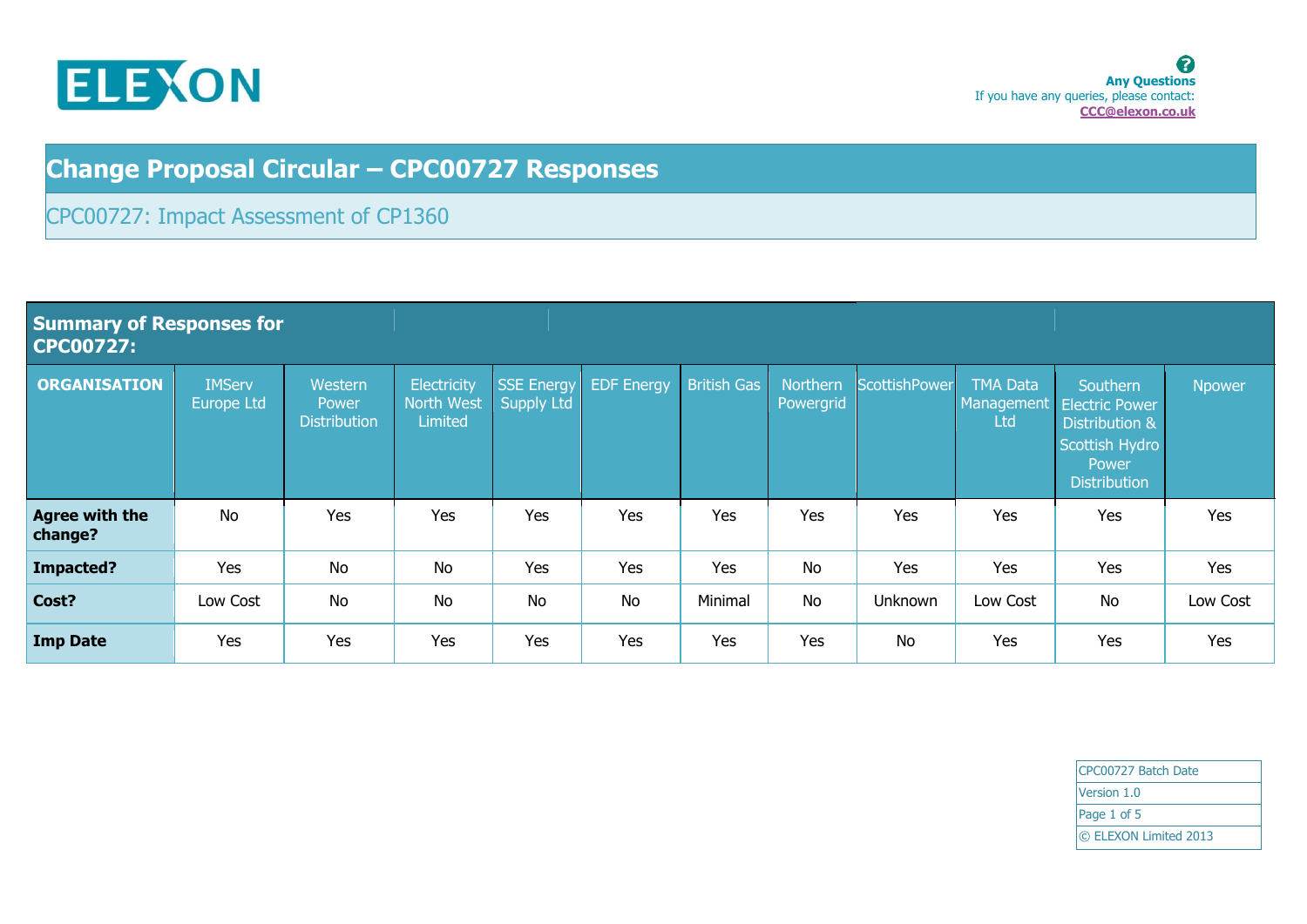**Any Questions**
If you have any queries, please contact:
CCC@elexon.co.uk

# Change Proposal Circular – CPC00727 Responses

## CPC00727: Impact Assessment of CP1360

| Summary of Responses for CPC00727: | | | | | | | | | | | |
|---|---|---|---|---|---|---|---|---|---|---|---|
| **ORGANISATION** | IMServ Europe Ltd | Western Power Distribution | Electricity North West Limited | SSE Energy Supply Ltd | EDF Energy | British Gas | Northern Powergrid | ScottishPower | TMA Data Management Ltd | Southern Electric Power Distribution & Scottish Hydro Power Distribution | Npower |
| **Agree with the change?** | No | Yes | Yes | Yes | Yes | Yes | Yes | Yes | Yes | Yes | Yes |
| **Impacted?** | Yes | No | No | Yes | Yes | Yes | No | Yes | Yes | Yes | Yes |
| **Cost?** | Low Cost | No | No | No | No | Minimal | No | Unknown | Low Cost | No | Low Cost |
| **Imp Date** | Yes | Yes | Yes | Yes | Yes | Yes | Yes | No | Yes | Yes | Yes |

CPC00727 Batch Date
Version 1.0
© ELEXON Limited 2013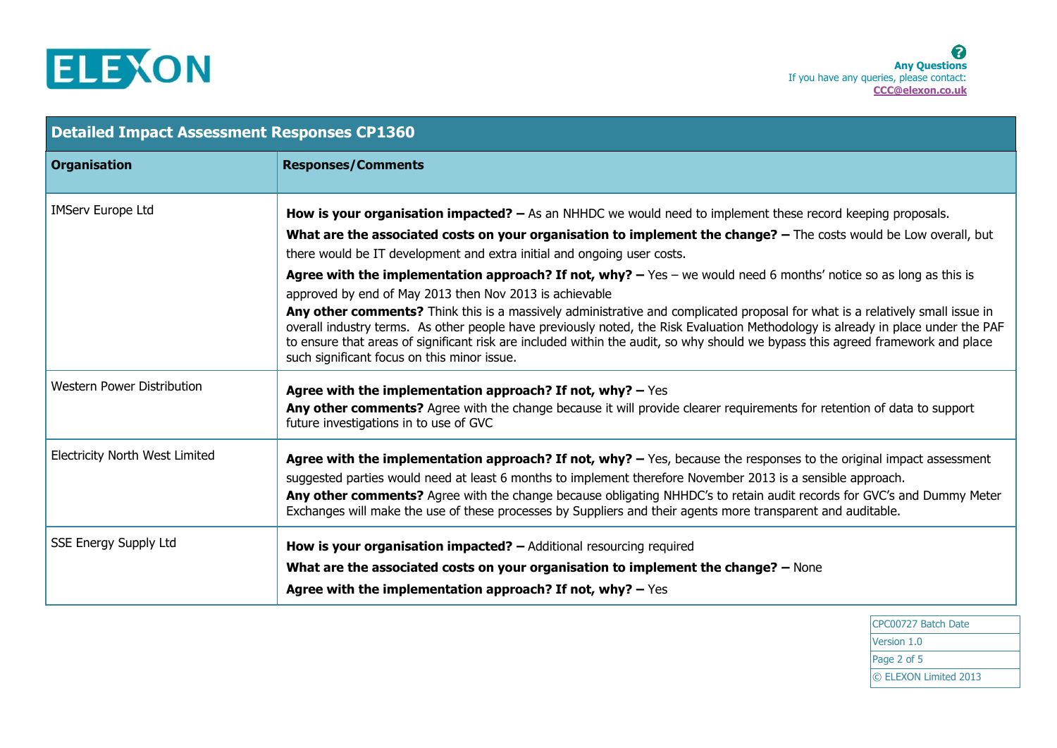**Any Questions**
If you have any queries, please contact:
CCC@elexon.co.uk

| **Detailed Impact Assessment Responses CP1360** | |
|---|---|
| **Organisation** | **Responses/Comments** |
| IMServ Europe Ltd | **How is your organisation impacted? –** As an NHHDC we would need to implement these record keeping proposals.<br>**What are the associated costs on your organisation to implement the change? –** The costs would be Low overall, but there would be IT development and extra initial and ongoing user costs.<br>**Agree with the implementation approach? If not, why? –** Yes – we would need 6 months' notice so as long as this is approved by end of May 2013 then Nov 2013 is achievable<br>**Any other comments?** Think this is a massively administrative and complicated proposal for what is a relatively small issue in overall industry terms. As other people have previously noted, the Risk Evaluation Methodology is already in place under the PAF to ensure that areas of significant risk are included within the audit, so why should we bypass this agreed framework and place such significant focus on this minor issue. |
| Western Power Distribution | **Agree with the implementation approach? If not, why? –** Yes<br>**Any other comments?** Agree with the change because it will provide clearer requirements for retention of data to support future investigations in to use of GVC |
| Electricity North West Limited | **Agree with the implementation approach? If not, why? –** Yes, because the responses to the original impact assessment suggested parties would need at least 6 months to implement therefore November 2013 is a sensible approach.<br>**Any other comments?** Agree with the change because obligating NHHDC's to retain audit records for GVC's and Dummy Meter Exchanges will make the use of these processes by Suppliers and their agents more transparent and auditable. |
| SSE Energy Supply Ltd | **How is your organisation impacted? –** Additional resourcing required<br>**What are the associated costs on your organisation to implement the change? –** None<br>**Agree with the implementation approach? If not, why? –** Yes |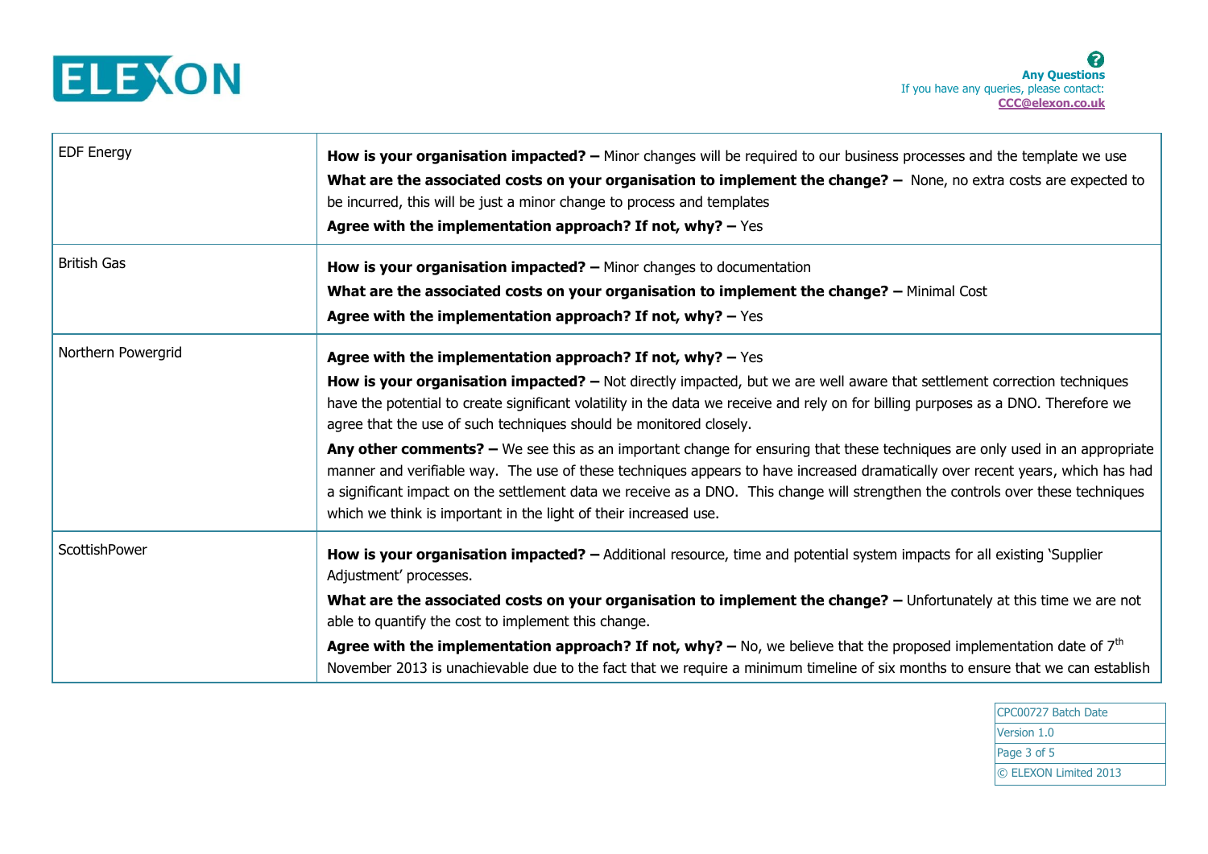| | |
|---|---|
| EDF Energy | **How is your organisation impacted? –** Minor changes will be required to our business processes and the template we use<br>**What are the associated costs on your organisation to implement the change? –** None, no extra costs are expected to be incurred, this will be just a minor change to process and templates<br>**Agree with the implementation approach? If not, why? –** Yes |
| British Gas | **How is your organisation impacted? –** Minor changes to documentation<br>**What are the associated costs on your organisation to implement the change? –** Minimal Cost<br>**Agree with the implementation approach? If not, why? –** Yes |
| Northern Powergrid | **Agree with the implementation approach? If not, why? –** Yes<br>**How is your organisation impacted? –** Not directly impacted, but we are well aware that settlement correction techniques have the potential to create significant volatility in the data we receive and rely on for billing purposes as a DNO. Therefore we agree that the use of such techniques should be monitored closely.<br>**Any other comments? –** We see this as an important change for ensuring that these techniques are only used in an appropriate manner and verifiable way. The use of these techniques appears to have increased dramatically over recent years, which has had a significant impact on the settlement data we receive as a DNO. This change will strengthen the controls over these techniques which we think is important in the light of their increased use. |
| ScottishPower | **How is your organisation impacted? –** Additional resource, time and potential system impacts for all existing 'Supplier Adjustment' processes.<br>**What are the associated costs on your organisation to implement the change? –** Unfortunately at this time we are not able to quantify the cost to implement this change.<br>**Agree with the implementation approach? If not, why? –** No, we believe that the proposed implementation date of 7th November 2013 is unachievable due to the fact that we require a minimum timeline of six months to ensure that we can establish |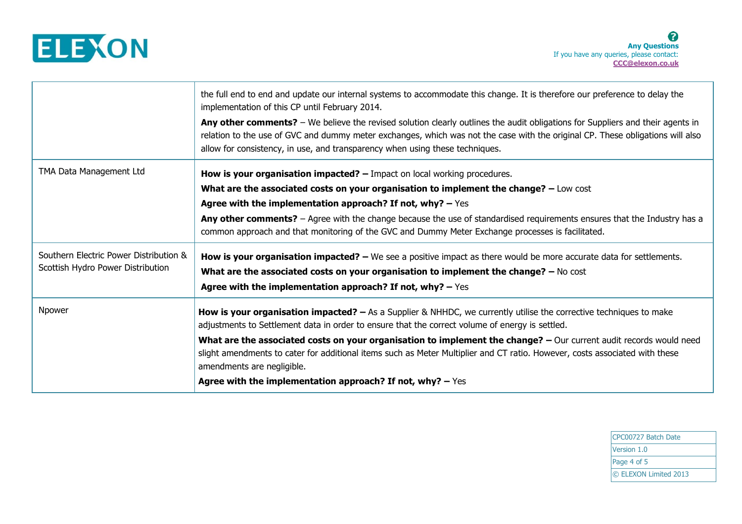| | |
|---|---|
| | the full end to end and update our internal systems to accommodate this change. It is therefore our preference to delay the implementation of this CP until February 2014.<br><br>**Any other comments?** – We believe the revised solution clearly outlines the audit obligations for Suppliers and their agents in relation to the use of GVC and dummy meter exchanges, which was not the case with the original CP. These obligations will also allow for consistency, in use, and transparency when using these techniques. |
| TMA Data Management Ltd | **How is your organisation impacted? –** Impact on local working procedures.<br><br>**What are the associated costs on your organisation to implement the change? –** Low cost<br><br>**Agree with the implementation approach? If not, why? –** Yes<br><br>**Any other comments?** – Agree with the change because the use of standardised requirements ensures that the Industry has a common approach and that monitoring of the GVC and Dummy Meter Exchange processes is facilitated. |
| Southern Electric Power Distribution & Scottish Hydro Power Distribution | **How is your organisation impacted? –** We see a positive impact as there would be more accurate data for settlements.<br><br>**What are the associated costs on your organisation to implement the change? –** No cost<br><br>**Agree with the implementation approach? If not, why? –** Yes |
| Npower | **How is your organisation impacted? –** As a Supplier & NHHDC, we currently utilise the corrective techniques to make adjustments to Settlement data in order to ensure that the correct volume of energy is settled.<br><br>**What are the associated costs on your organisation to implement the change? –** Our current audit records would need slight amendments to cater for additional items such as Meter Multiplier and CT ratio. However, costs associated with these amendments are negligible.<br><br>**Agree with the implementation approach? If not, why? –** Yes |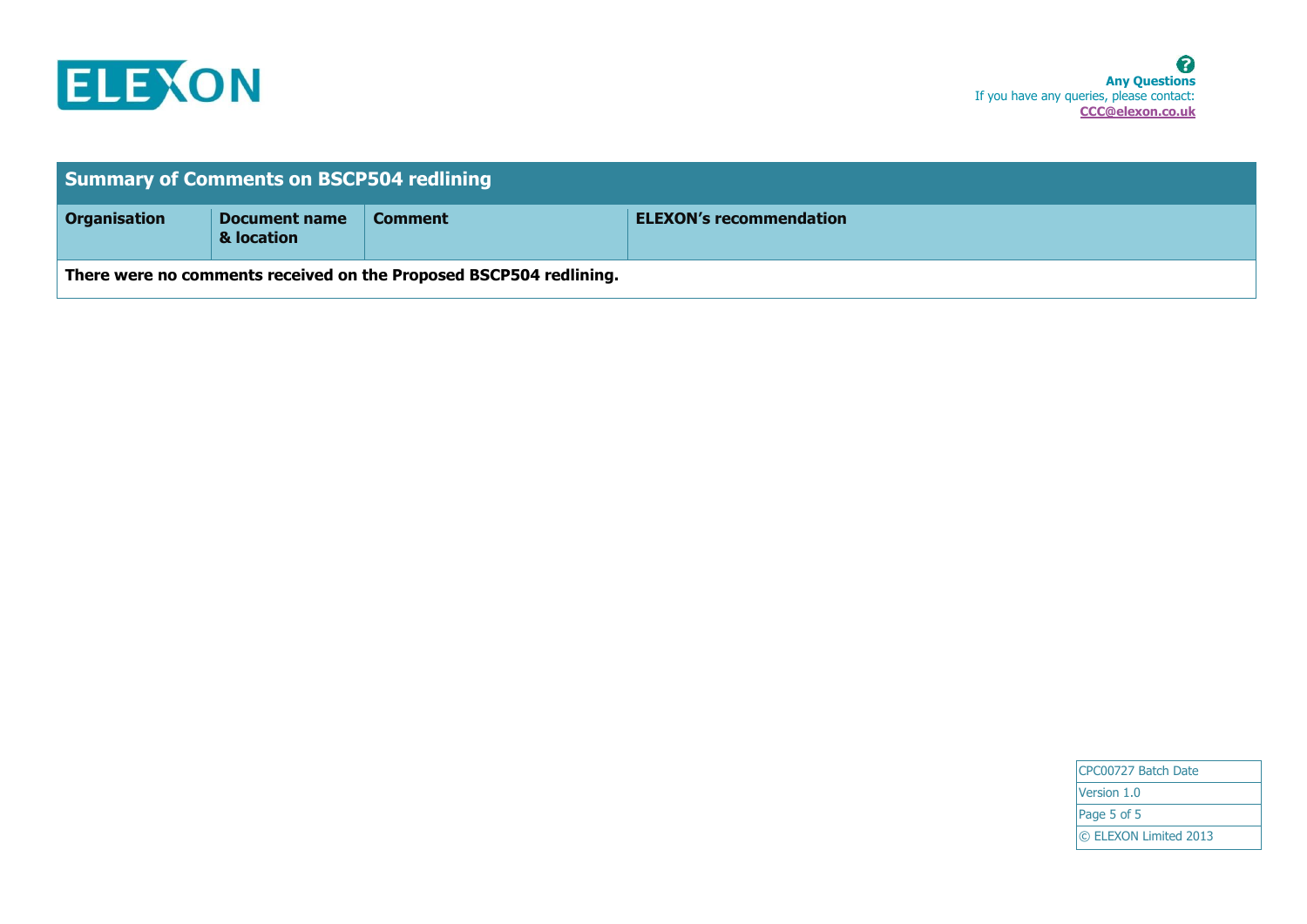| Summary of Comments on BSCP504 redlining | | | |
|---|---|---|---|
| **Organisation** | **Document name & location** | **Comment** | **ELEXON's recommendation** |
| **There were no comments received on the Proposed BSCP504 redlining.** | | | |